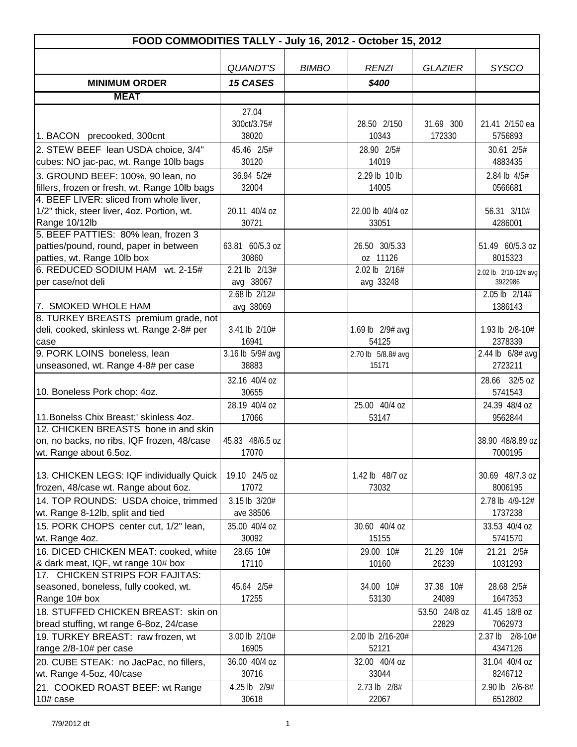| FOOD COMMODITIES TALLY - July 16, 2012 - October 15, 2012 | | | | | |
|---|---|---|---|---|---|
| | *QUANDT'S* | *BIMBO* | *RENZI* | *GLAZIER* | *SYSCO* |
| **MINIMUM ORDER** | ***15 CASES*** | | ***$400*** | | |
| **MEAT** | | | | | |
| 1. BACON precooked, 300cnt | 27.04 300ct/3.75# 38020 | | 28.50 2/150 10343 | 31.69 300 172330 | 21.41 2/150 ea 5756893 |
| 2. STEW BEEF lean USDA choice, 3/4" cubes: NO jac-pac, wt. Range 10lb bags | 45.46 2/5# 30120 | | 28.90 2/5# 14019 | | 30.61 2/5# 4883435 |
| 3. GROUND BEEF: 100%, 90 lean, no fillers, frozen or fresh, wt. Range 10lb bags | 36.94 5/2# 32004 | | 2.29 lb 10 lb 14005 | | 2.84 lb 4/5# 0566681 |
| 4. BEEF LIVER: sliced from whole liver, 1/2" thick, steer liver, 4oz. Portion, wt. Range 10/12lb | 20.11 40/4 oz 30721 | | 22.00 lb 40/4 oz 33051 | | 56.31 3/10# 4286001 |
| 5. BEEF PATTIES: 80% lean, frozen 3 patties/pound, round, paper in between patties, wt. Range 10lb box | 63.81 60/5.3 oz 30860 | | 26.50 30/5.33 oz 11126 | | 51.49 60/5.3 oz 8015323 |
| 6. REDUCED SODIUM HAM wt. 2-15# per case/not deli | 2.21 lb 2/13# avg 38067 | | 2.02 lb 2/16# avg 33248 | | 2.02 lb 2/10-12# avg 3922986 |
| 7. SMOKED WHOLE HAM | 2.68 lb 2/12# avg 38069 | | | | 2.05 lb 2/14# 1386143 |
| 8. TURKEY BREASTS premium grade, not deli, cooked, skinless wt. Range 2-8# per case | 3.41 lb 2/10# 16941 | | 1.69 lb 2/9# avg 54125 | | 1.93 lb 2/8-10# 2378339 |
| 9. PORK LOINS boneless, lean unseasoned, wt. Range 4-8# per case | 3.16 lb 5/9# avg 38883 | | 2.70 lb 5/8.8# avg 15171 | | 2.44 lb 6/8# avg 2723211 |
| 10. Boneless Pork chop: 4oz. | 32.16 40/4 oz 30655 | | | | 28.66 32/5 oz 5741543 |
| 11.Bonelss Chix Breast;' skinless 4oz. | 28.19 40/4 oz 17066 | | 25.00 40/4 oz 53147 | | 24.39 48/4 oz 9562844 |
| 12. CHICKEN BREASTS bone in and skin on, no backs, no ribs, IQF frozen, 48/case wt. Range about 6.5oz. | 45.83 48/6.5 oz 17070 | | | | 38.90 48/8.89 oz 7000195 |
| 13. CHICKEN LEGS: IQF individually Quick frozen, 48/case wt. Range about 6oz. | 19.10 24/5 oz 17072 | | 1.42 lb 48/7 oz 73032 | | 30.69 48/7.3 oz 8006195 |
| 14. TOP ROUNDS: USDA choice, trimmed wt. Range 8-12lb, split and tied | 3.15 lb 3/20# ave 38506 | | | | 2.78 lb 4/9-12# 1737238 |
| 15. PORK CHOPS center cut, 1/2" lean, wt. Range 4oz. | 35.00 40/4 oz 30092 | | 30.60 40/4 oz 15155 | | 33.53 40/4 oz 5741570 |
| 16. DICED CHICKEN MEAT: cooked, white & dark meat, IQF, wt range 10# box | 28.65 10# 17110 | | 29.00 10# 10160 | 21.29 10# 26239 | 21.21 2/5# 1031293 |
| 17. CHICKEN STRIPS FOR FAJITAS: seasoned, boneless, fully cooked, wt. Range 10# box | 45.64 2/5# 17255 | | 34.00 10# 53130 | 37.38 10# 24089 | 28.68 2/5# 1647353 |
| 18. STUFFED CHICKEN BREAST: skin on bread stuffing, wt range 6-8oz, 24/case | | | | 53.50 24/8 oz 22829 | 41.45 18/8 oz 7062973 |
| 19. TURKEY BREAST: raw frozen, wt range 2/8-10# per case | 3.00 lb 2/10# 16905 | | 2.00 lb 2/16-20# 52121 | | 2.37 lb 2/8-10# 4347126 |
| 20. CUBE STEAK: no JacPac, no fillers, wt. Range 4-5oz, 40/case | 36.00 40/4 oz 30716 | | 32.00 40/4 oz 33044 | | 31.04 40/4 oz 8246712 |
| 21. COOKED ROAST BEEF: wt Range 10# case | 4.25 lb 2/9# 30618 | | 2.73 lb 2/8# 22067 | | 2.90 lb 2/6-8# 6512802 |

7/9/2012 dt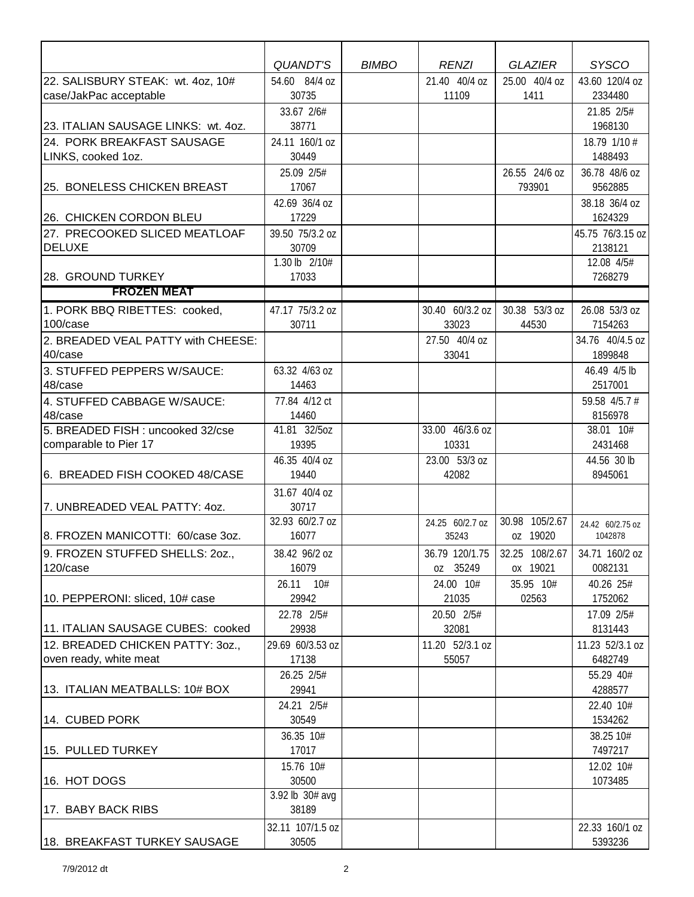| | *QUANDT'S* | *BIMBO* | *RENZI* | *GLAZIER* | *SYSCO* |
|---|---|---|---|---|---|
| 22. SALISBURY STEAK: wt. 4oz, 10# case/JakPac acceptable | 54.60 84/4 oz 30735 | | 21.40 40/4 oz 11109 | 25.00 40/4 oz 1411 | 43.60 120/4 oz 2334480 |
| 23. ITALIAN SAUSAGE LINKS: wt. 4oz. | 33.67 2/6# 38771 | | | | 21.85 2/5# 1968130 |
| 24. PORK BREAKFAST SAUSAGE LINKS, cooked 1oz. | 24.11 160/1 oz 30449 | | | | 18.79 1/10 # 1488493 |
| 25. BONELESS CHICKEN BREAST | 25.09 2/5# 17067 | | | 26.55 24/6 oz 793901 | 36.78 48/6 oz 9562885 |
| 26. CHICKEN CORDON BLEU | 42.69 36/4 oz 17229 | | | | 38.18 36/4 oz 1624329 |
| 27. PRECOOKED SLICED MEATLOAF DELUXE | 39.50 75/3.2 oz 30709 | | | | 45.75 76/3.15 oz 2138121 |
| 28. GROUND TURKEY | 1.30 lb 2/10# 17033 | | | | 12.08 4/5# 7268279 |
| **FROZEN MEAT** | | | | | |
| 1. PORK BBQ RIBETTES: cooked, 100/case | 47.17 75/3.2 oz 30711 | | 30.40 60/3.2 oz 33023 | 30.38 53/3 oz 44530 | 26.08 53/3 oz 7154263 |
| 2. BREADED VEAL PATTY with CHEESE: 40/case | | | 27.50 40/4 oz 33041 | | 34.76 40/4.5 oz 1899848 |
| 3. STUFFED PEPPERS W/SAUCE: 48/case | 63.32 4/63 oz 14463 | | | | 46.49 4/5 lb 2517001 |
| 4. STUFFED CABBAGE W/SAUCE: 48/case | 77.84 4/12 ct 14460 | | | | 59.58 4/5.7 # 8156978 |
| 5. BREADED FISH : uncooked 32/cse comparable to Pier 17 | 41.81 32/5oz 19395 | | 33.00 46/3.6 oz 10331 | | 38.01 10# 2431468 |
| 6. BREADED FISH COOKED 48/CASE | 46.35 40/4 oz 19440 | | 23.00 53/3 oz 42082 | | 44.56 30 lb 8945061 |
| 7. UNBREADED VEAL PATTY: 4oz. | 31.67 40/4 oz 30717 | | | | |
| 8. FROZEN MANICOTTI: 60/case 3oz. | 32.93 60/2.7 oz 16077 | | 24.25 60/2.7 oz 35243 | 30.98 105/2.67 oz 19020 | 24.42 60/2.75 oz 1042878 |
| 9. FROZEN STUFFED SHELLS: 2oz., 120/case | 38.42 96/2 oz 16079 | | 36.79 120/1.75 oz 35249 | 32.25 108/2.67 ox 19021 | 34.71 160/2 oz 0082131 |
| 10. PEPPERONI: sliced, 10# case | 26.11 10# 29942 | | 24.00 10# 21035 | 35.95 10# 02563 | 40.26 25# 1752062 |
| 11. ITALIAN SAUSAGE CUBES: cooked | 22.78 2/5# 29938 | | 20.50 2/5# 32081 | | 17.09 2/5# 8131443 |
| 12. BREADED CHICKEN PATTY: 3oz., oven ready, white meat | 29.69 60/3.53 oz 17138 | | 11.20 52/3.1 oz 55057 | | 11.23 52/3.1 oz 6482749 |
| 13. ITALIAN MEATBALLS: 10# BOX | 26.25 2/5# 29941 | | | | 55.29 40# 4288577 |
| 14. CUBED PORK | 24.21 2/5# 30549 | | | | 22.40 10# 1534262 |
| 15. PULLED TURKEY | 36.35 10# 17017 | | | | 38.25 10# 7497217 |
| 16. HOT DOGS | 15.76 10# 30500 | | | | 12.02 10# 1073485 |
| 17. BABY BACK RIBS | 3.92 lb 30# avg 38189 | | | | |
| 18. BREAKFAST TURKEY SAUSAGE | 32.11 107/1.5 oz 30505 | | | | 22.33 160/1 oz 5393236 |

7/9/2012 dt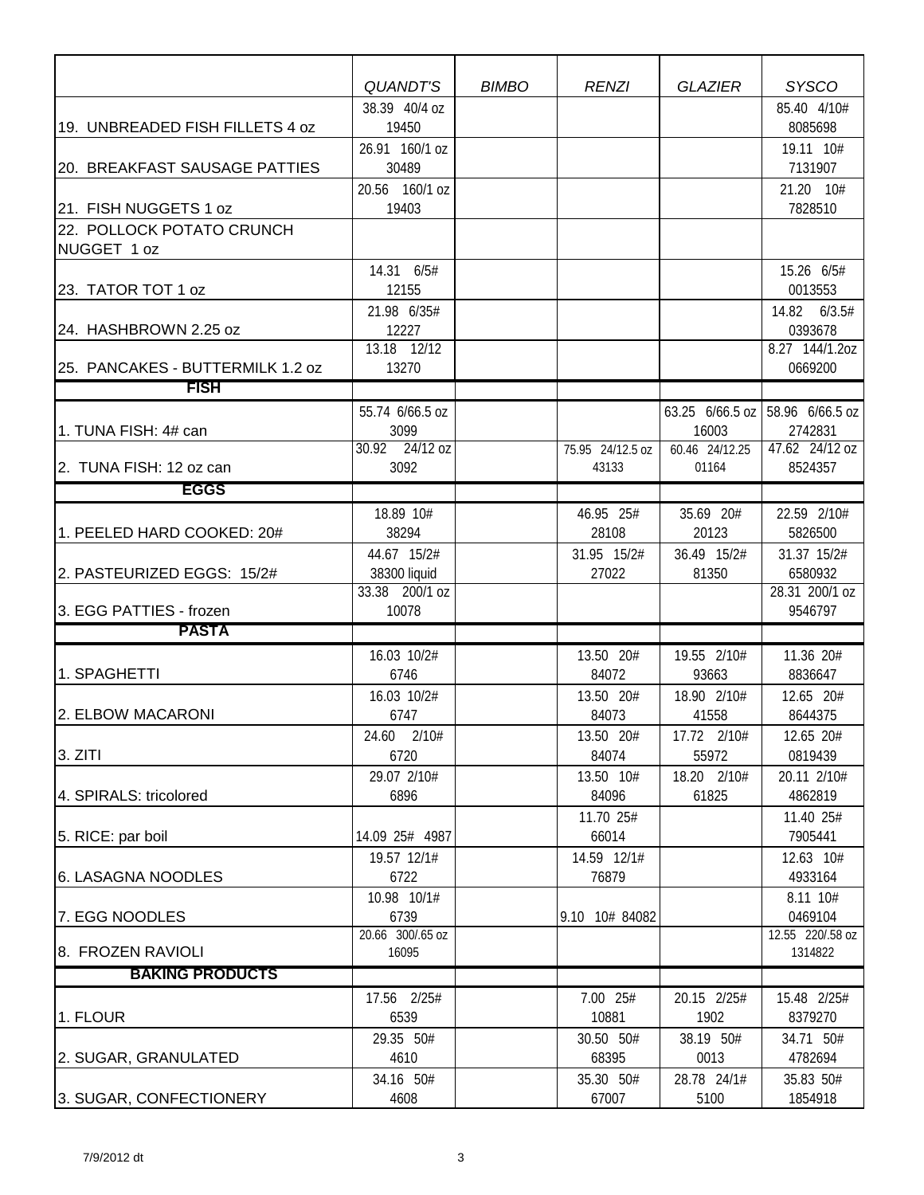| | QUANDT'S | BIMBO | RENZI | GLAZIER | SYSCO |
|---|---|---|---|---|---|
| 19. UNBREADED FISH FILLETS 4 oz | 38.39 40/4 oz 19450 | | | | 85.40 4/10# 8085698 |
| 20. BREAKFAST SAUSAGE PATTIES | 26.91 160/1 oz 30489 | | | | 19.11 10# 7131907 |
| 21. FISH NUGGETS 1 oz | 20.56 160/1 oz 19403 | | | | 21.20 10# 7828510 |
| 22. POLLOCK POTATO CRUNCH NUGGET 1 oz | | | | | |
| 23. TATOR TOT 1 oz | 14.31 6/5# 12155 | | | | 15.26 6/5# 0013553 |
| 24. HASHBROWN 2.25 oz | 21.98 6/35# 12227 | | | | 14.82 6/3.5# 0393678 |
| 25. PANCAKES - BUTTERMILK 1.2 oz | 13.18 12/12 13270 | | | | 8.27 144/1.2oz 0669200 |
| **FISH** | | | | | |
| 1. TUNA FISH: 4# can | 55.74 6/66.5 oz 3099 | | | 63.25 6/66.5 oz 16003 | 58.96 6/66.5 oz 2742831 |
| 2. TUNA FISH: 12 oz can | 30.92 24/12 oz 3092 | | 75.95 24/12.5 oz 43133 | 60.46 24/12.25 01164 | 47.62 24/12 oz 8524357 |
| **EGGS** | | | | | |
| 1. PEELED HARD COOKED: 20# | 18.89 10# 38294 | | 46.95 25# 28108 | 35.69 20# 20123 | 22.59 2/10# 5826500 |
| 2. PASTEURIZED EGGS: 15/2# | 44.67 15/2# 38300 liquid | | 31.95 15/2# 27022 | 36.49 15/2# 81350 | 31.37 15/2# 6580932 |
| 3. EGG PATTIES - frozen | 33.38 200/1 oz 10078 | | | | 28.31 200/1 oz 9546797 |
| **PASTA** | | | | | |
| 1. SPAGHETTI | 16.03 10/2# 6746 | | 13.50 20# 84072 | 19.55 2/10# 93663 | 11.36 20# 8836647 |
| 2. ELBOW MACARONI | 16.03 10/2# 6747 | | 13.50 20# 84073 | 18.90 2/10# 41558 | 12.65 20# 8644375 |
| 3. ZITI | 24.60 2/10# 6720 | | 13.50 20# 84074 | 17.72 2/10# 55972 | 12.65 20# 0819439 |
| 4. SPIRALS: tricolored | 29.07 2/10# 6896 | | 13.50 10# 84096 | 18.20 2/10# 61825 | 20.11 2/10# 4862819 |
| 5. RICE: par boil | 14.09 25# 4987 | | 11.70 25# 66014 | | 11.40 25# 7905441 |
| 6. LASAGNA NOODLES | 19.57 12/1# 6722 | | 14.59 12/1# 76879 | | 12.63 10# 4933164 |
| 7. EGG NOODLES | 10.98 10/1# 6739 | | 9.10 10# 84082 | | 8.11 10# 0469104 |
| 8. FROZEN RAVIOLI | 20.66 300/.65 oz 16095 | | | | 12.55 220/.58 oz 1314822 |
| **BAKING PRODUCTS** | | | | | |
| 1. FLOUR | 17.56 2/25# 6539 | | 7.00 25# 10881 | 20.15 2/25# 1902 | 15.48 2/25# 8379270 |
| 2. SUGAR, GRANULATED | 29.35 50# 4610 | | 30.50 50# 68395 | 38.19 50# 0013 | 34.71 50# 4782694 |
| 3. SUGAR, CONFECTIONERY | 34.16 50# 4608 | | 35.30 50# 67007 | 28.78 24/1# 5100 | 35.83 50# 1854918 |

7/9/2012 dt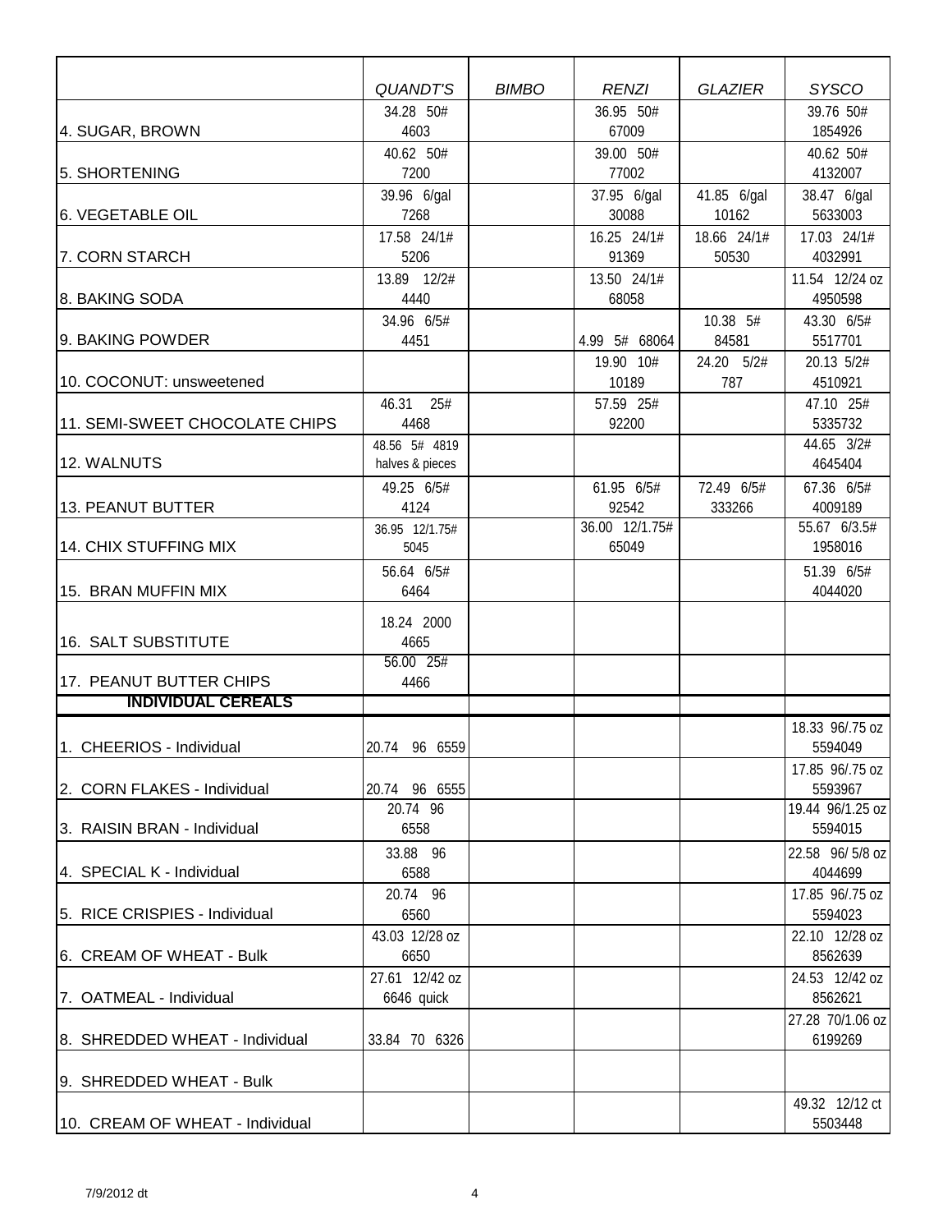| | *QUANDT'S* | *BIMBO* | *RENZI* | *GLAZIER* | *SYSCO* |
|---|---|---|---|---|---|
| 4. SUGAR, BROWN | 34.28 50# 4603 | | 36.95 50# 67009 | | 39.76 50# 1854926 |
| 5. SHORTENING | 40.62 50# 7200 | | 39.00 50# 77002 | | 40.62 50# 4132007 |
| 6. VEGETABLE OIL | 39.96 6/gal 7268 | | 37.95 6/gal 30088 | 41.85 6/gal 10162 | 38.47 6/gal 5633003 |
| 7. CORN STARCH | 17.58 24/1# 5206 | | 16.25 24/1# 91369 | 18.66 24/1# 50530 | 17.03 24/1# 4032991 |
| 8. BAKING SODA | 13.89 12/2# 4440 | | 13.50 24/1# 68058 | | 11.54 12/24 oz 4950598 |
| 9. BAKING POWDER | 34.96 6/5# 4451 | | 4.99 5# 68064 | 10.38 5# 84581 | 43.30 6/5# 5517701 |
| 10. COCONUT: unsweetened | | | 19.90 10# 10189 | 24.20 5/2# 787 | 20.13 5/2# 4510921 |
| 11. SEMI-SWEET CHOCOLATE CHIPS | 46.31 25# 4468 | | 57.59 25# 92200 | | 47.10 25# 5335732 |
| 12. WALNUTS | 48.56 5# 4819 halves & pieces | | | | 44.65 3/2# 4645404 |
| 13. PEANUT BUTTER | 49.25 6/5# 4124 | | 61.95 6/5# 92542 | 72.49 6/5# 333266 | 67.36 6/5# 4009189 |
| 14. CHIX STUFFING MIX | 36.95 12/1.75# 5045 | | 36.00 12/1.75# 65049 | | 55.67 6/3.5# 1958016 |
| 15. BRAN MUFFIN MIX | 56.64 6/5# 6464 | | | | 51.39 6/5# 4044020 |
| 16. SALT SUBSTITUTE | 18.24 2000 4665 | | | | |
| 17. PEANUT BUTTER CHIPS | 56.00 25# 4466 | | | | |
| **INDIVIDUAL CEREALS** | | | | | |
| 1. CHEERIOS - Individual | 20.74 96 6559 | | | | 18.33 96/.75 oz 5594049 |
| 2. CORN FLAKES - Individual | 20.74 96 6555 | | | | 17.85 96/.75 oz 5593967 |
| 3. RAISIN BRAN - Individual | 20.74 96 6558 | | | | 19.44 96/1.25 oz 5594015 |
| 4. SPECIAL K - Individual | 33.88 96 6588 | | | | 22.58 96/ 5/8 oz 4044699 |
| 5. RICE CRISPIES - Individual | 20.74 96 6560 | | | | 17.85 96/.75 oz 5594023 |
| 6. CREAM OF WHEAT - Bulk | 43.03 12/28 oz 6650 | | | | 22.10 12/28 oz 8562639 |
| 7. OATMEAL - Individual | 27.61 12/42 oz 6646 quick | | | | 24.53 12/42 oz 8562621 |
| 8. SHREDDED WHEAT - Individual | 33.84 70 6326 | | | | 27.28 70/1.06 oz 6199269 |
| 9. SHREDDED WHEAT - Bulk | | | | | |
| 10. CREAM OF WHEAT - Individual | | | | | 49.32 12/12 ct 5503448 |

7/9/2012 dt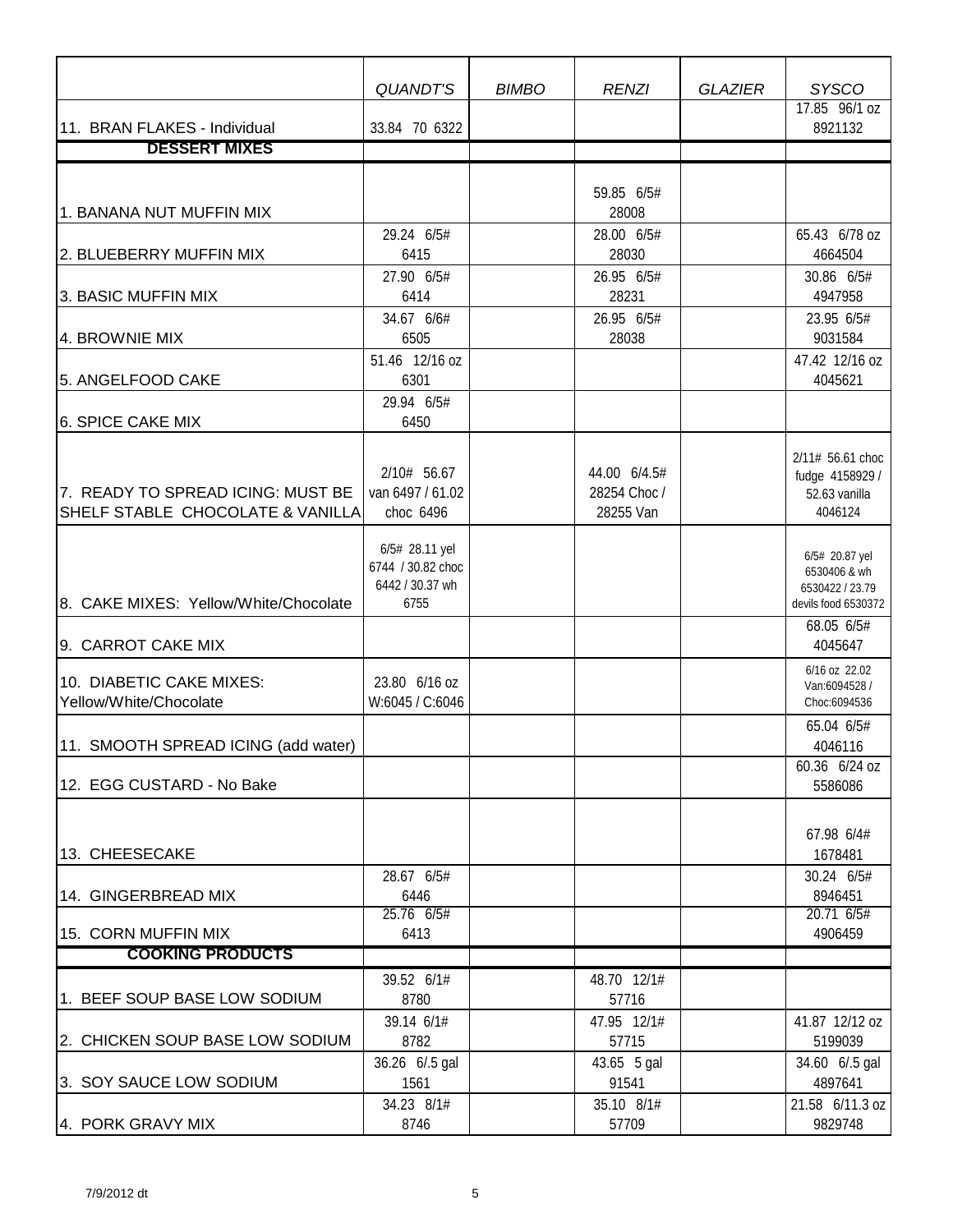| | *QUANDT'S* | *BIMBO* | *RENZI* | *GLAZIER* | *SYSCO* |
|---|---|---|---|---|---|
| 11. BRAN FLAKES - Individual | 33.84 70 6322 | | | | 17.85 96/1 oz 8921132 |
| **DESSERT MIXES** | | | | | |
| 1. BANANA NUT MUFFIN MIX | | | 59.85 6/5# 28008 | | |
| 2. BLUEBERRY MUFFIN MIX | 29.24 6/5# 6415 | | 28.00 6/5# 28030 | | 65.43 6/78 oz 4664504 |
| 3. BASIC MUFFIN MIX | 27.90 6/5# 6414 | | 26.95 6/5# 28231 | | 30.86 6/5# 4947958 |
| 4. BROWNIE MIX | 34.67 6/6# 6505 | | 26.95 6/5# 28038 | | 23.95 6/5# 9031584 |
| 5. ANGELFOOD CAKE | 51.46 12/16 oz 6301 | | | | 47.42 12/16 oz 4045621 |
| 6. SPICE CAKE MIX | 29.94 6/5# 6450 | | | | |
| 7. READY TO SPREAD ICING: MUST BE SHELF STABLE CHOCOLATE & VANILLA | 2/10# 56.67 van 6497 / 61.02 choc 6496 | | 44.00 6/4.5# 28254 Choc / 28255 Van | | 2/11# 56.61 choc fudge 4158929 / 52.63 vanilla 4046124 |
| 8. CAKE MIXES: Yellow/White/Chocolate | 6/5# 28.11 yel 6744 / 30.82 choc 6442 / 30.37 wh 6755 | | | | 6/5# 20.87 yel 6530406 & wh 6530422 / 23.79 devils food 6530372 |
| 9. CARROT CAKE MIX | | | | | 68.05 6/5# 4045647 |
| 10. DIABETIC CAKE MIXES: Yellow/White/Chocolate | 23.80 6/16 oz W:6045 / C:6046 | | | | 6/16 oz 22.02 Van:6094528 / Choc:6094536 |
| 11. SMOOTH SPREAD ICING (add water) | | | | | 65.04 6/5# 4046116 |
| 12. EGG CUSTARD - No Bake | | | | | 60.36 6/24 oz 5586086 |
| 13. CHEESECAKE | | | | | 67.98 6/4# 1678481 |
| 14. GINGERBREAD MIX | 28.67 6/5# 6446 | | | | 30.24 6/5# 8946451 |
| 15. CORN MUFFIN MIX | 25.76 6/5# 6413 | | | | 20.71 6/5# 4906459 |
| **COOKING PRODUCTS** | | | | | |
| 1. BEEF SOUP BASE LOW SODIUM | 39.52 6/1# 8780 | | 48.70 12/1# 57716 | | |
| 2. CHICKEN SOUP BASE LOW SODIUM | 39.14 6/1# 8782 | | 47.95 12/1# 57715 | | 41.87 12/12 oz 5199039 |
| 3. SOY SAUCE LOW SODIUM | 36.26 6/.5 gal 1561 | | 43.65 5 gal 91541 | | 34.60 6/.5 gal 4897641 |
| 4. PORK GRAVY MIX | 34.23 8/1# 8746 | | 35.10 8/1# 57709 | | 21.58 6/11.3 oz 9829748 |

7/9/2012 dt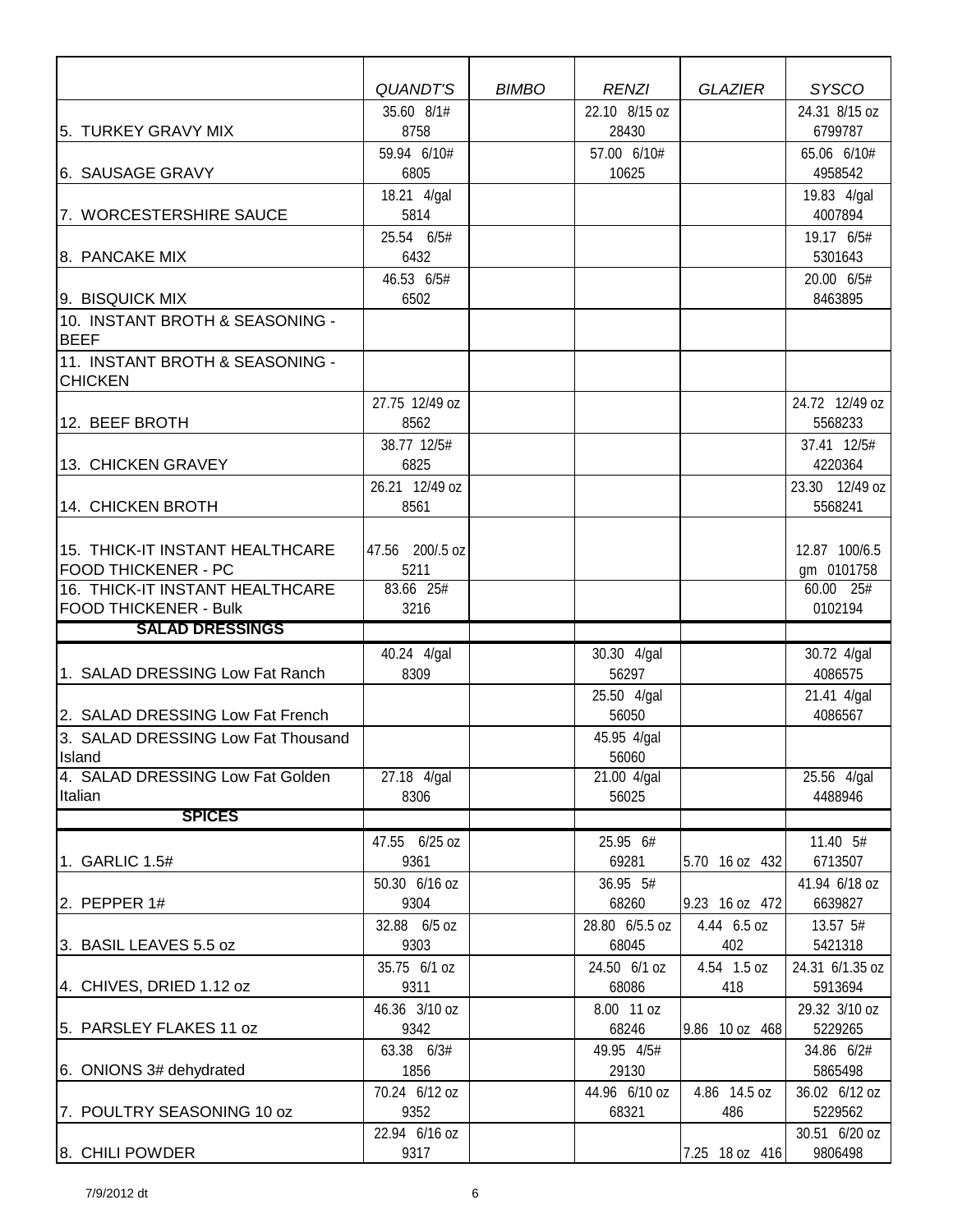| | QUANDT'S | BIMBO | RENZI | GLAZIER | SYSCO |
|---|---|---|---|---|---|
| 5. TURKEY GRAVY MIX | 35.60 8/1# 8758 | | 22.10 8/15 oz 28430 | | 24.31 8/15 oz 6799787 |
| 6. SAUSAGE GRAVY | 59.94 6/10# 6805 | | 57.00 6/10# 10625 | | 65.06 6/10# 4958542 |
| 7. WORCESTERSHIRE SAUCE | 18.21 4/gal 5814 | | | | 19.83 4/gal 4007894 |
| 8. PANCAKE MIX | 25.54 6/5# 6432 | | | | 19.17 6/5# 5301643 |
| 9. BISQUICK MIX | 46.53 6/5# 6502 | | | | 20.00 6/5# 8463895 |
| 10. INSTANT BROTH & SEASONING - BEEF | | | | | |
| 11. INSTANT BROTH & SEASONING - CHICKEN | | | | | |
| 12. BEEF BROTH | 27.75 12/49 oz 8562 | | | | 24.72 12/49 oz 5568233 |
| 13. CHICKEN GRAVEY | 38.77 12/5# 6825 | | | | 37.41 12/5# 4220364 |
| 14. CHICKEN BROTH | 26.21 12/49 oz 8561 | | | | 23.30 12/49 oz 5568241 |
| 15. THICK-IT INSTANT HEALTHCARE FOOD THICKENER - PC | 47.56 200/.5 oz 5211 | | | | 12.87 100/6.5 gm 0101758 |
| 16. THICK-IT INSTANT HEALTHCARE FOOD THICKENER - Bulk | 83.66 25# 3216 | | | | 60.00 25# 0102194 |
| **SALAD DRESSINGS** | | | | | |
| 1. SALAD DRESSING Low Fat Ranch | 40.24 4/gal 8309 | | 30.30 4/gal 56297 | | 30.72 4/gal 4086575 |
| 2. SALAD DRESSING Low Fat French | | | 25.50 4/gal 56050 | | 21.41 4/gal 4086567 |
| 3. SALAD DRESSING Low Fat Thousand Island | | | 45.95 4/gal 56060 | | |
| 4. SALAD DRESSING Low Fat Golden Italian | 27.18 4/gal 8306 | | 21.00 4/gal 56025 | | 25.56 4/gal 4488946 |
| **SPICES** | | | | | |
| 1. GARLIC 1.5# | 47.55 6/25 oz 9361 | | 25.95 6# 69281 | 5.70 16 oz 432 | 11.40 5# 6713507 |
| 2. PEPPER 1# | 50.30 6/16 oz 9304 | | 36.95 5# 68260 | 9.23 16 oz 472 | 41.94 6/18 oz 6639827 |
| 3. BASIL LEAVES 5.5 oz | 32.88 6/5 oz 9303 | | 28.80 6/5.5 oz 68045 | 4.44 6.5 oz 402 | 13.57 5# 5421318 |
| 4. CHIVES, DRIED 1.12 oz | 35.75 6/1 oz 9311 | | 24.50 6/1 oz 68086 | 4.54 1.5 oz 418 | 24.31 6/1.35 oz 5913694 |
| 5. PARSLEY FLAKES 11 oz | 46.36 3/10 oz 9342 | | 8.00 11 oz 68246 | 9.86 10 oz 468 | 29.32 3/10 oz 5229265 |
| 6. ONIONS 3# dehydrated | 63.38 6/3# 1856 | | 49.95 4/5# 29130 | | 34.86 6/2# 5865498 |
| 7. POULTRY SEASONING 10 oz | 70.24 6/12 oz 9352 | | 44.96 6/10 oz 68321 | 4.86 14.5 oz 486 | 36.02 6/12 oz 5229562 |
| 8. CHILI POWDER | 22.94 6/16 oz 9317 | | | 7.25 18 oz 416 | 30.51 6/20 oz 9806498 |

7/9/2012 dt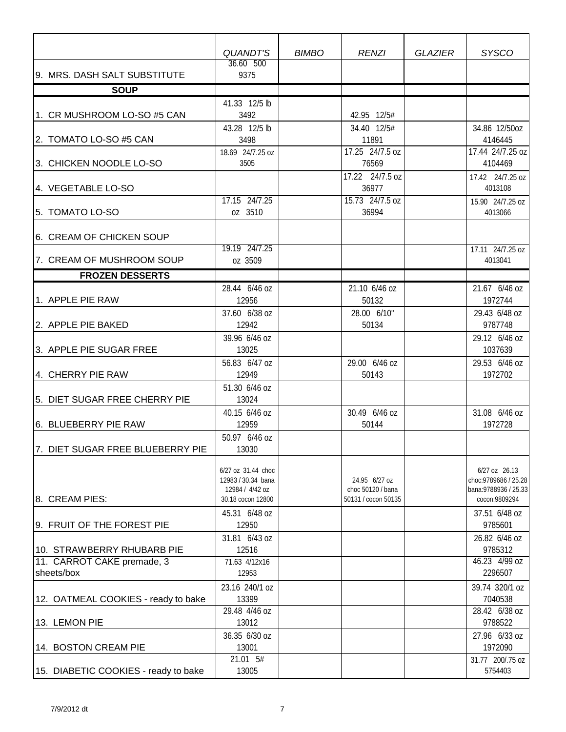| | QUANDT'S | BIMBO | RENZI | GLAZIER | SYSCO |
|---|---|---|---|---|---|
| 9. MRS. DASH SALT SUBSTITUTE | 36.60 500 9375 | | | | |
| **SOUP** | | | | | |
| 1. CR MUSHROOM LO-SO #5 CAN | 41.33 12/5 lb 3492 | | 42.95 12/5# | | |
| 2. TOMATO LO-SO #5 CAN | 43.28 12/5 lb 3498 | | 34.40 12/5# 11891 | | 34.86 12/50oz 4146445 |
| 3. CHICKEN NOODLE LO-SO | 18.69 24/7.25 oz 3505 | | 17.25 24/7.5 oz 76569 | | 17.44 24/7.25 oz 4104469 |
| 4. VEGETABLE LO-SO | | | 17.22 24/7.5 oz 36977 | | 17.42 24/7.25 oz 4013108 |
| 5. TOMATO LO-SO | 17.15 24/7.25 oz 3510 | | 15.73 24/7.5 oz 36994 | | 15.90 24/7.25 oz 4013066 |
| 6. CREAM OF CHICKEN SOUP | | | | | |
| 7. CREAM OF MUSHROOM SOUP | 19.19 24/7.25 oz 3509 | | | | 17.11 24/7.25 oz 4013041 |
| **FROZEN DESSERTS** | | | | | |
| 1. APPLE PIE RAW | 28.44 6/46 oz 12956 | | 21.10 6/46 oz 50132 | | 21.67 6/46 oz 1972744 |
| 2. APPLE PIE BAKED | 37.60 6/38 oz 12942 | | 28.00 6/10" 50134 | | 29.43 6/48 oz 9787748 |
| 3. APPLE PIE SUGAR FREE | 39.96 6/46 oz 13025 | | | | 29.12 6/46 oz 1037639 |
| 4. CHERRY PIE RAW | 56.83 6/47 oz 12949 | | 29.00 6/46 oz 50143 | | 29.53 6/46 oz 1972702 |
| 5. DIET SUGAR FREE CHERRY PIE | 51.30 6/46 oz 13024 | | | | |
| 6. BLUEBERRY PIE RAW | 40.15 6/46 oz 12959 | | 30.49 6/46 oz 50144 | | 31.08 6/46 oz 1972728 |
| 7. DIET SUGAR FREE BLUEBERRY PIE | 50.97 6/46 oz 13030 | | | | |
| 8. CREAM PIES: | 6/27 oz 31.44 choc 12983 / 30.34 bana 12984 / 4/42 oz 30.18 cocon 12800 | | 24.95 6/27 oz choc 50120 / bana 50131 / cocon 50135 | | 6/27 oz 26.13 choc:9789686 / 25.28 bana:9788936 / 25.33 cocon:9809294 |
| 9. FRUIT OF THE FOREST PIE | 45.31 6/48 oz 12950 | | | | 37.51 6/48 oz 9785601 |
| 10. STRAWBERRY RHUBARB PIE | 31.81 6/43 oz 12516 | | | | 26.82 6/46 oz 9785312 |
| 11. CARROT CAKE premade, 3 sheets/box | 71.63 4/12x16 12953 | | | | 46.23 4/99 oz 2296507 |
| 12. OATMEAL COOKIES - ready to bake | 23.16 240/1 oz 13399 | | | | 39.74 320/1 oz 7040538 |
| 13. LEMON PIE | 29.48 4/46 oz 13012 | | | | 28.42 6/38 oz 9788522 |
| 14. BOSTON CREAM PIE | 36.35 6/30 oz 13001 | | | | 27.96 6/33 oz 1972090 |
| 15. DIABETIC COOKIES - ready to bake | 21.01 5# 13005 | | | | 31.77 200/.75 oz 5754403 |

7/9/2012 dt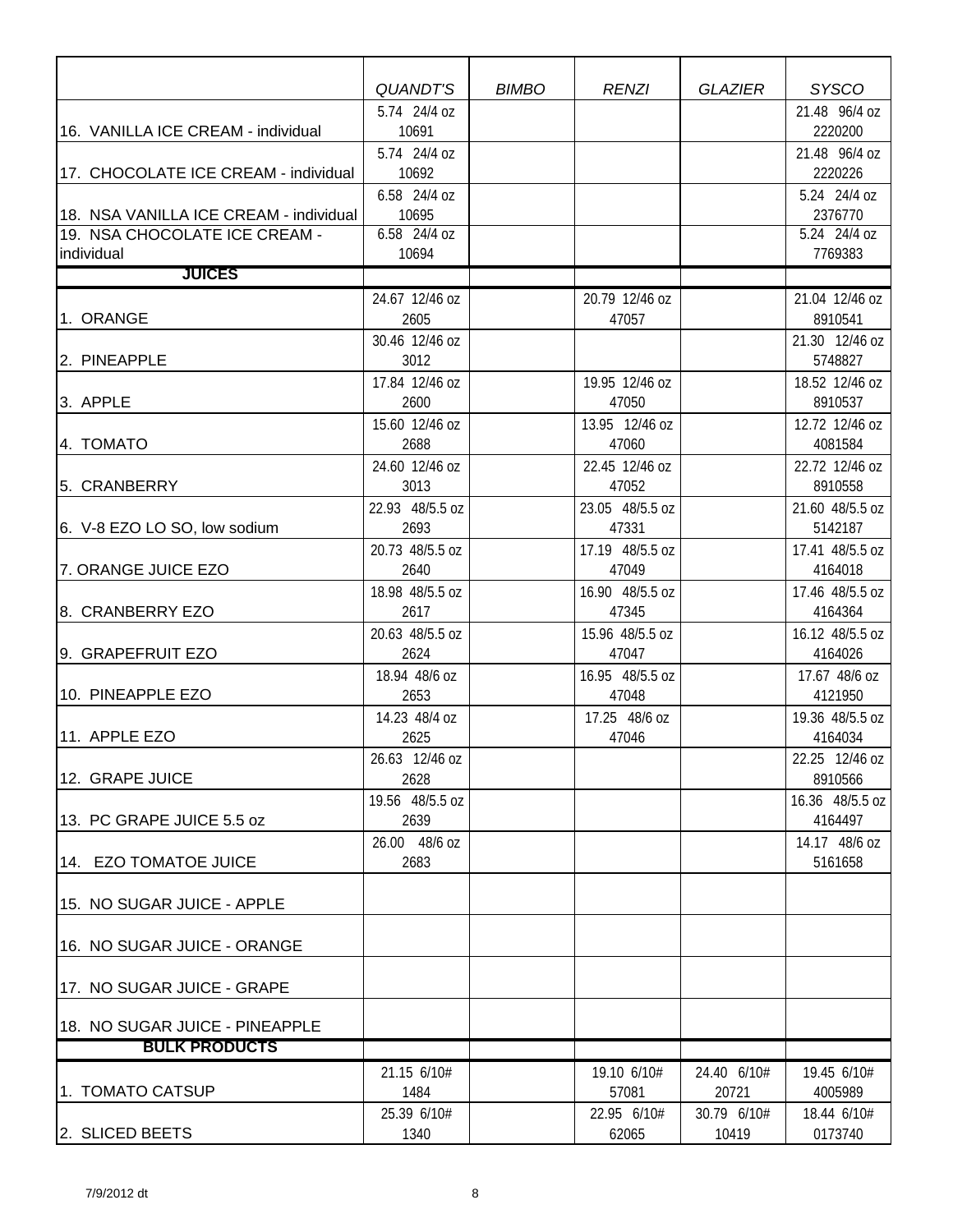| | QUANDT'S | BIMBO | RENZI | GLAZIER | SYSCO |
|---|---|---|---|---|---|
| 16. VANILLA ICE CREAM - individual | 5.74 24/4 oz 10691 | | | | 21.48 96/4 oz 2220200 |
| 17. CHOCOLATE ICE CREAM - individual | 5.74 24/4 oz 10692 | | | | 21.48 96/4 oz 2220226 |
| 18. NSA VANILLA ICE CREAM - individual | 6.58 24/4 oz 10695 | | | | 5.24 24/4 oz 2376770 |
| 19. NSA CHOCOLATE ICE CREAM - individual | 6.58 24/4 oz 10694 | | | | 5.24 24/4 oz 7769383 |
| **JUICES** | | | | | |
| 1. ORANGE | 24.67 12/46 oz 2605 | | 20.79 12/46 oz 47057 | | 21.04 12/46 oz 8910541 |
| 2. PINEAPPLE | 30.46 12/46 oz 3012 | | | | 21.30 12/46 oz 5748827 |
| 3. APPLE | 17.84 12/46 oz 2600 | | 19.95 12/46 oz 47050 | | 18.52 12/46 oz 8910537 |
| 4. TOMATO | 15.60 12/46 oz 2688 | | 13.95 12/46 oz 47060 | | 12.72 12/46 oz 4081584 |
| 5. CRANBERRY | 24.60 12/46 oz 3013 | | 22.45 12/46 oz 47052 | | 22.72 12/46 oz 8910558 |
| 6. V-8 EZO LO SO, low sodium | 22.93 48/5.5 oz 2693 | | 23.05 48/5.5 oz 47331 | | 21.60 48/5.5 oz 5142187 |
| 7. ORANGE JUICE EZO | 20.73 48/5.5 oz 2640 | | 17.19 48/5.5 oz 47049 | | 17.41 48/5.5 oz 4164018 |
| 8. CRANBERRY EZO | 18.98 48/5.5 oz 2617 | | 16.90 48/5.5 oz 47345 | | 17.46 48/5.5 oz 4164364 |
| 9. GRAPEFRUIT EZO | 20.63 48/5.5 oz 2624 | | 15.96 48/5.5 oz 47047 | | 16.12 48/5.5 oz 4164026 |
| 10. PINEAPPLE EZO | 18.94 48/6 oz 2653 | | 16.95 48/5.5 oz 47048 | | 17.67 48/6 oz 4121950 |
| 11. APPLE EZO | 14.23 48/4 oz 2625 | | 17.25 48/6 oz 47046 | | 19.36 48/5.5 oz 4164034 |
| 12. GRAPE JUICE | 26.63 12/46 oz 2628 | | | | 22.25 12/46 oz 8910566 |
| 13. PC GRAPE JUICE 5.5 oz | 19.56 48/5.5 oz 2639 | | | | 16.36 48/5.5 oz 4164497 |
| 14. EZO TOMATOE JUICE | 26.00 48/6 oz 2683 | | | | 14.17 48/6 oz 5161658 |
| 15. NO SUGAR JUICE - APPLE | | | | | |
| 16. NO SUGAR JUICE - ORANGE | | | | | |
| 17. NO SUGAR JUICE - GRAPE | | | | | |
| 18. NO SUGAR JUICE - PINEAPPLE | | | | | |
| **BULK PRODUCTS** | | | | | |
| 1. TOMATO CATSUP | 21.15 6/10# 1484 | | 19.10 6/10# 57081 | 24.40 6/10# 20721 | 19.45 6/10# 4005989 |
| 2. SLICED BEETS | 25.39 6/10# 1340 | | 22.95 6/10# 62065 | 30.79 6/10# 10419 | 18.44 6/10# 0173740 |

7/9/2012 dt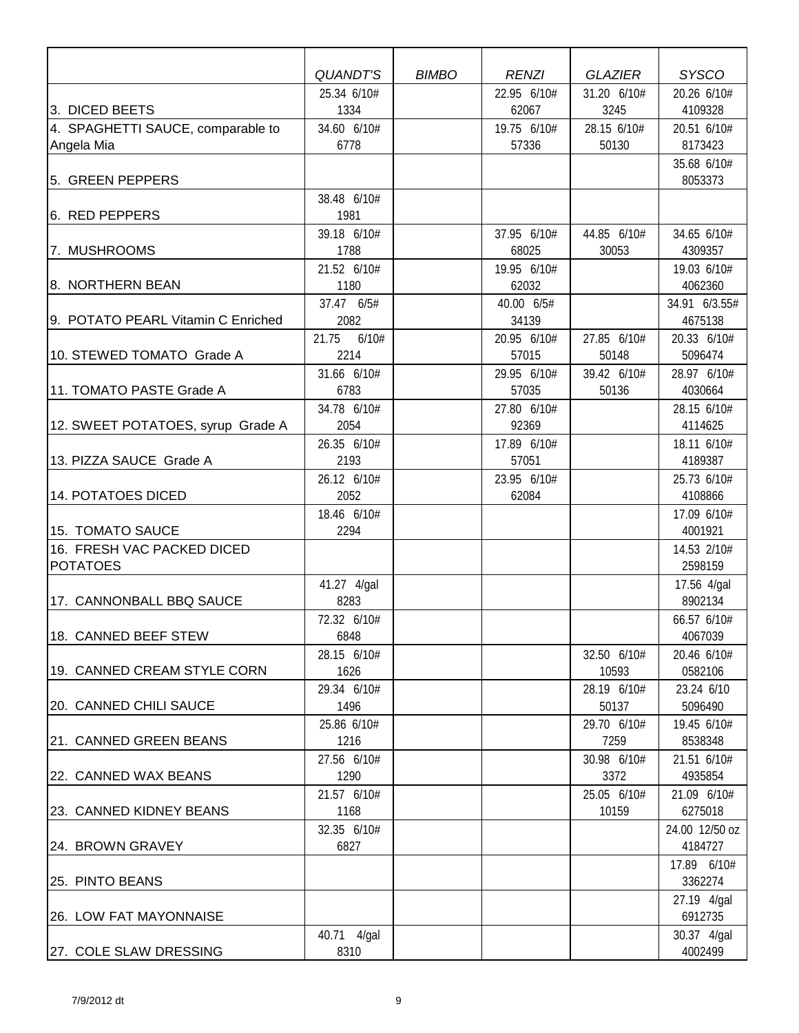| | *QUANDT'S* | *BIMBO* | *RENZI* | *GLAZIER* | *SYSCO* |
|---|---|---|---|---|---|
| 3. DICED BEETS | 25.34 6/10# 1334 | | 22.95 6/10# 62067 | 31.20 6/10# 3245 | 20.26 6/10# 4109328 |
| 4. SPAGHETTI SAUCE, comparable to Angela Mia | 34.60 6/10# 6778 | | 19.75 6/10# 57336 | 28.15 6/10# 50130 | 20.51 6/10# 8173423 |
| 5. GREEN PEPPERS | | | | | 35.68 6/10# 8053373 |
| 6. RED PEPPERS | 38.48 6/10# 1981 | | | | |
| 7. MUSHROOMS | 39.18 6/10# 1788 | | 37.95 6/10# 68025 | 44.85 6/10# 30053 | 34.65 6/10# 4309357 |
| 8. NORTHERN BEAN | 21.52 6/10# 1180 | | 19.95 6/10# 62032 | | 19.03 6/10# 4062360 |
| 9. POTATO PEARL Vitamin C Enriched | 37.47 6/5# 2082 | | 40.00 6/5# 34139 | | 34.91 6/3.55# 4675138 |
| 10. STEWED TOMATO Grade A | 21.75 6/10# 2214 | | 20.95 6/10# 57015 | 27.85 6/10# 50148 | 20.33 6/10# 5096474 |
| 11. TOMATO PASTE Grade A | 31.66 6/10# 6783 | | 29.95 6/10# 57035 | 39.42 6/10# 50136 | 28.97 6/10# 4030664 |
| 12. SWEET POTATOES, syrup Grade A | 34.78 6/10# 2054 | | 27.80 6/10# 92369 | | 28.15 6/10# 4114625 |
| 13. PIZZA SAUCE Grade A | 26.35 6/10# 2193 | | 17.89 6/10# 57051 | | 18.11 6/10# 4189387 |
| 14. POTATOES DICED | 26.12 6/10# 2052 | | 23.95 6/10# 62084 | | 25.73 6/10# 4108866 |
| 15. TOMATO SAUCE | 18.46 6/10# 2294 | | | | 17.09 6/10# 4001921 |
| 16. FRESH VAC PACKED DICED POTATOES | | | | | 14.53 2/10# 2598159 |
| 17. CANNONBALL BBQ SAUCE | 41.27 4/gal 8283 | | | | 17.56 4/gal 8902134 |
| 18. CANNED BEEF STEW | 72.32 6/10# 6848 | | | | 66.57 6/10# 4067039 |
| 19. CANNED CREAM STYLE CORN | 28.15 6/10# 1626 | | | 32.50 6/10# 10593 | 20.46 6/10# 0582106 |
| 20. CANNED CHILI SAUCE | 29.34 6/10# 1496 | | | 28.19 6/10# 50137 | 23.24 6/10 5096490 |
| 21. CANNED GREEN BEANS | 25.86 6/10# 1216 | | | 29.70 6/10# 7259 | 19.45 6/10# 8538348 |
| 22. CANNED WAX BEANS | 27.56 6/10# 1290 | | | 30.98 6/10# 3372 | 21.51 6/10# 4935854 |
| 23. CANNED KIDNEY BEANS | 21.57 6/10# 1168 | | | 25.05 6/10# 10159 | 21.09 6/10# 6275018 |
| 24. BROWN GRAVEY | 32.35 6/10# 6827 | | | | 24.00 12/50 oz 4184727 |
| 25. PINTO BEANS | | | | | 17.89 6/10# 3362274 |
| 26. LOW FAT MAYONNAISE | | | | | 27.19 4/gal 6912735 |
| 27. COLE SLAW DRESSING | 40.71 4/gal 8310 | | | | 30.37 4/gal 4002499 |

7/9/2012 dt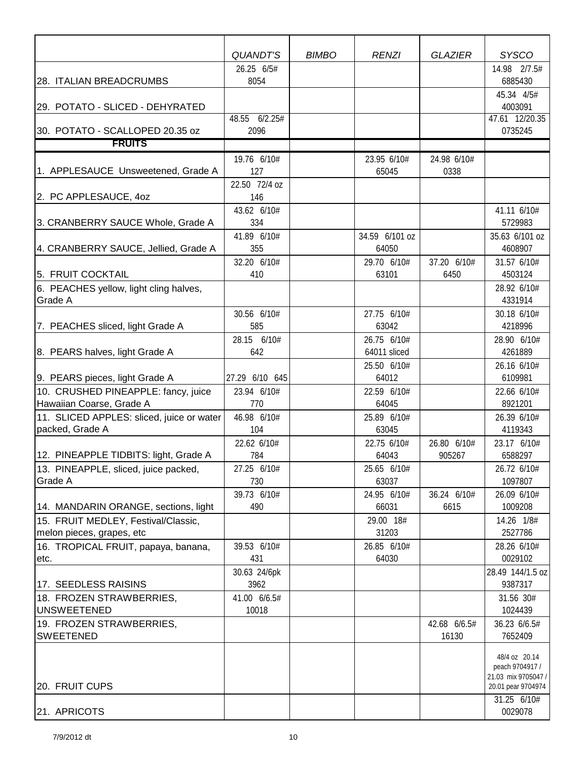| | QUANDT'S | BIMBO | RENZI | GLAZIER | SYSCO |
|---|---|---|---|---|---|
| 28. ITALIAN BREADCRUMBS | 26.25 6/5# 8054 | | | | 14.98 2/7.5# 6885430 |
| 29. POTATO - SLICED - DEHYRATED | | | | | 45.34 4/5# 4003091 |
| 30. POTATO - SCALLOPED 20.35 oz | 48.55 6/2.25# 2096 | | | | 47.61 12/20.35 0735245 |
| **FRUITS** | | | | | |
| 1. APPLESAUCE Unsweetened, Grade A | 19.76 6/10# 127 | | 23.95 6/10# 65045 | 24.98 6/10# 0338 | |
| 2. PC APPLESAUCE, 4oz | 22.50 72/4 oz 146 | | | | |
| 3. CRANBERRY SAUCE Whole, Grade A | 43.62 6/10# 334 | | | | 41.11 6/10# 5729983 |
| 4. CRANBERRY SAUCE, Jellied, Grade A | 41.89 6/10# 355 | | 34.59 6/101 oz 64050 | | 35.63 6/101 oz 4608907 |
| 5. FRUIT COCKTAIL | 32.20 6/10# 410 | | 29.70 6/10# 63101 | 37.20 6/10# 6450 | 31.57 6/10# 4503124 |
| 6. PEACHES yellow, light cling halves, Grade A | | | | | 28.92 6/10# 4331914 |
| 7. PEACHES sliced, light Grade A | 30.56 6/10# 585 | | 27.75 6/10# 63042 | | 30.18 6/10# 4218996 |
| 8. PEARS halves, light Grade A | 28.15 6/10# 642 | | 26.75 6/10# 64011 sliced | | 28.90 6/10# 4261889 |
| 9. PEARS pieces, light Grade A | 27.29 6/10 645 | | 25.50 6/10# 64012 | | 26.16 6/10# 6109981 |
| 10. CRUSHED PINEAPPLE: fancy, juice Hawaiian Coarse, Grade A | 23.94 6/10# 770 | | 22.59 6/10# 64045 | | 22.66 6/10# 8921201 |
| 11. SLICED APPLES: sliced, juice or water packed, Grade A | 46.98 6/10# 104 | | 25.89 6/10# 63045 | | 26.39 6/10# 4119343 |
| 12. PINEAPPLE TIDBITS: light, Grade A | 22.62 6/10# 784 | | 22.75 6/10# 64043 | 26.80 6/10# 905267 | 23.17 6/10# 6588297 |
| 13. PINEAPPLE, sliced, juice packed, Grade A | 27.25 6/10# 730 | | 25.65 6/10# 63037 | | 26.72 6/10# 1097807 |
| 14. MANDARIN ORANGE, sections, light | 39.73 6/10# 490 | | 24.95 6/10# 66031 | 36.24 6/10# 6615 | 26.09 6/10# 1009208 |
| 15. FRUIT MEDLEY, Festival/Classic, melon pieces, grapes, etc | | | 29.00 18# 31203 | | 14.26 1/8# 2527786 |
| 16. TROPICAL FRUIT, papaya, banana, etc. | 39.53 6/10# 431 | | 26.85 6/10# 64030 | | 28.26 6/10# 0029102 |
| 17. SEEDLESS RAISINS | 30.63 24/6pk 3962 | | | | 28.49 144/1.5 oz 9387317 |
| 18. FROZEN STRAWBERRIES, UNSWEETENED | 41.00 6/6.5# 10018 | | | | 31.56 30# 1024439 |
| 19. FROZEN STRAWBERRIES, SWEETENED | | | | 42.68 6/6.5# 16130 | 36.23 6/6.5# 7652409 |
| 20. FRUIT CUPS | | | | | 48/4 oz 20.14 peach 9704917 / 21.03 mix 9705047 / 20.01 pear 9704974 |
| 21. APRICOTS | | | | | 31.25 6/10# 0029078 |

7/9/2012 dt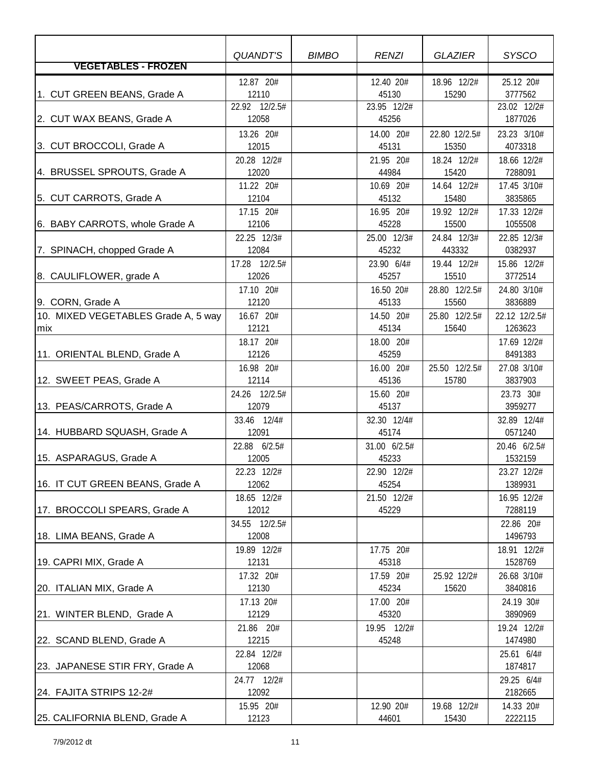| VEGETABLES - FROZEN | QUANDT'S | BIMBO | RENZI | GLAZIER | SYSCO |
|---|---|---|---|---|---|
| 1. CUT GREEN BEANS, Grade A | 12.87 20# 12110 | | 12.40 20# 45130 | 18.96 12/2# 15290 | 25.12 20# 3777562 |
| 2. CUT WAX BEANS, Grade A | 22.92 12/2.5# 12058 | | 23.95 12/2# 45256 | | 23.02 12/2# 1877026 |
| 3. CUT BROCCOLI, Grade A | 13.26 20# 12015 | | 14.00 20# 45131 | 22.80 12/2.5# 15350 | 23.23 3/10# 4073318 |
| 4. BRUSSEL SPROUTS, Grade A | 20.28 12/2# 12020 | | 21.95 20# 44984 | 18.24 12/2# 15420 | 18.66 12/2# 7288091 |
| 5. CUT CARROTS, Grade A | 11.22 20# 12104 | | 10.69 20# 45132 | 14.64 12/2# 15480 | 17.45 3/10# 3835865 |
| 6. BABY CARROTS, whole Grade A | 17.15 20# 12106 | | 16.95 20# 45228 | 19.92 12/2# 15500 | 17.33 12/2# 1055508 |
| 7. SPINACH, chopped Grade A | 22.25 12/3# 12084 | | 25.00 12/3# 45232 | 24.84 12/3# 443332 | 22.85 12/3# 0382937 |
| 8. CAULIFLOWER, grade A | 17.28 12/2.5# 12026 | | 23.90 6/4# 45257 | 19.44 12/2# 15510 | 15.86 12/2# 3772514 |
| 9. CORN, Grade A | 17.10 20# 12120 | | 16.50 20# 45133 | 28.80 12/2.5# 15560 | 24.80 3/10# 3836889 |
| 10. MIXED VEGETABLES Grade A, 5 way mix | 16.67 20# 12121 | | 14.50 20# 45134 | 25.80 12/2.5# 15640 | 22.12 12/2.5# 1263623 |
| 11. ORIENTAL BLEND, Grade A | 18.17 20# 12126 | | 18.00 20# 45259 | | 17.69 12/2# 8491383 |
| 12. SWEET PEAS, Grade A | 16.98 20# 12114 | | 16.00 20# 45136 | 25.50 12/2.5# 15780 | 27.08 3/10# 3837903 |
| 13. PEAS/CARROTS, Grade A | 24.26 12/2.5# 12079 | | 15.60 20# 45137 | | 23.73 30# 3959277 |
| 14. HUBBARD SQUASH, Grade A | 33.46 12/4# 12091 | | 32.30 12/4# 45174 | | 32.89 12/4# 0571240 |
| 15. ASPARAGUS, Grade A | 22.88 6/2.5# 12005 | | 31.00 6/2.5# 45233 | | 20.46 6/2.5# 1532159 |
| 16. IT CUT GREEN BEANS, Grade A | 22.23 12/2# 12062 | | 22.90 12/2# 45254 | | 23.27 12/2# 1389931 |
| 17. BROCCOLI SPEARS, Grade A | 18.65 12/2# 12012 | | 21.50 12/2# 45229 | | 16.95 12/2# 7288119 |
| 18. LIMA BEANS, Grade A | 34.55 12/2.5# 12008 | | | | 22.86 20# 1496793 |
| 19. CAPRI MIX, Grade A | 19.89 12/2# 12131 | | 17.75 20# 45318 | | 18.91 12/2# 1528769 |
| 20. ITALIAN MIX, Grade A | 17.32 20# 12130 | | 17.59 20# 45234 | 25.92 12/2# 15620 | 26.68 3/10# 3840816 |
| 21. WINTER BLEND, Grade A | 17.13 20# 12129 | | 17.00 20# 45320 | | 24.19 30# 3890969 |
| 22. SCAND BLEND, Grade A | 21.86 20# 12215 | | 19.95 12/2# 45248 | | 19.24 12/2# 1474980 |
| 23. JAPANESE STIR FRY, Grade A | 22.84 12/2# 12068 | | | | 25.61 6/4# 1874817 |
| 24. FAJITA STRIPS 12-2# | 24.77 12/2# 12092 | | | | 29.25 6/4# 2182665 |
| 25. CALIFORNIA BLEND, Grade A | 15.95 20# 12123 | | 12.90 20# 44601 | 19.68 12/2# 15430 | 14.33 20# 2222115 |

7/9/2012 dt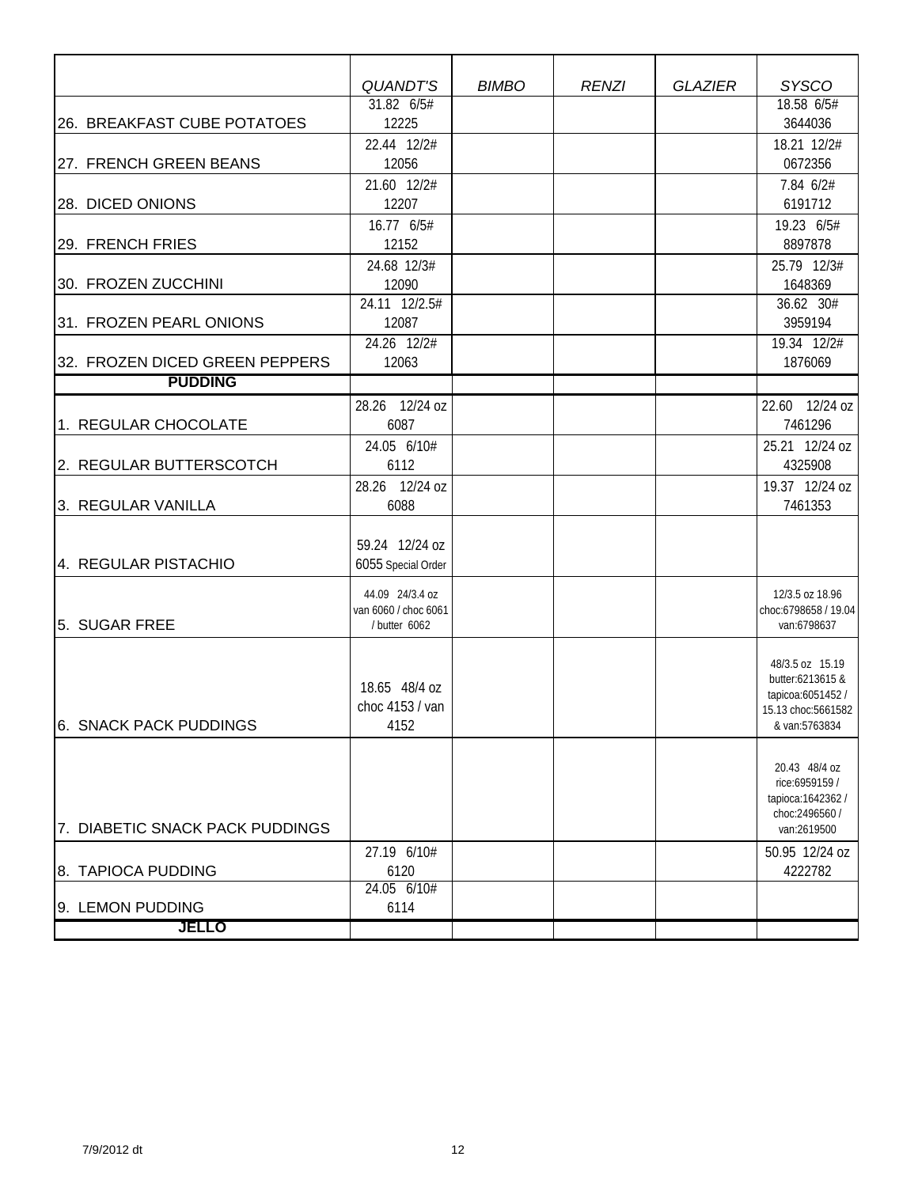| | QUANDT'S | BIMBO | RENZI | GLAZIER | SYSCO |
|---|---|---|---|---|---|
| 26. BREAKFAST CUBE POTATOES | 31.82 6/5# 12225 | | | | 18.58 6/5# 3644036 |
| 27. FRENCH GREEN BEANS | 22.44 12/2# 12056 | | | | 18.21 12/2# 0672356 |
| 28. DICED ONIONS | 21.60 12/2# 12207 | | | | 7.84 6/2# 6191712 |
| 29. FRENCH FRIES | 16.77 6/5# 12152 | | | | 19.23 6/5# 8897878 |
| 30. FROZEN ZUCCHINI | 24.68 12/3# 12090 | | | | 25.79 12/3# 1648369 |
| 31. FROZEN PEARL ONIONS | 24.11 12/2.5# 12087 | | | | 36.62 30# 3959194 |
| 32. FROZEN DICED GREEN PEPPERS | 24.26 12/2# 12063 | | | | 19.34 12/2# 1876069 |
| **PUDDING** | | | | | |
| 1. REGULAR CHOCOLATE | 28.26 12/24 oz 6087 | | | | 22.60 12/24 oz 7461296 |
| 2. REGULAR BUTTERSCOTCH | 24.05 6/10# 6112 | | | | 25.21 12/24 oz 4325908 |
| 3. REGULAR VANILLA | 28.26 12/24 oz 6088 | | | | 19.37 12/24 oz 7461353 |
| 4. REGULAR PISTACHIO | 59.24 12/24 oz 6055 Special Order | | | | |
| 5. SUGAR FREE | 44.09 24/3.4 oz van 6060 / choc 6061 / butter 6062 | | | | 12/3.5 oz 18.96 choc:6798658 / 19.04 van:6798637 |
| 6. SNACK PACK PUDDINGS | 18.65 48/4 oz choc 4153 / van 4152 | | | | 48/3.5 oz 15.19 butter:6213615 & tapicoa:6051452 / 15.13 choc:5661582 & van:5763834 |
| 7. DIABETIC SNACK PACK PUDDINGS | | | | | 20.43 48/4 oz rice:6959159 / tapioca:1642362 / choc:2496560 / van:2619500 |
| 8. TAPIOCA PUDDING | 27.19 6/10# 6120 | | | | 50.95 12/24 oz 4222782 |
| 9. LEMON PUDDING | 24.05 6/10# 6114 | | | | |
| **JELLO** | | | | | |

7/9/2012 dt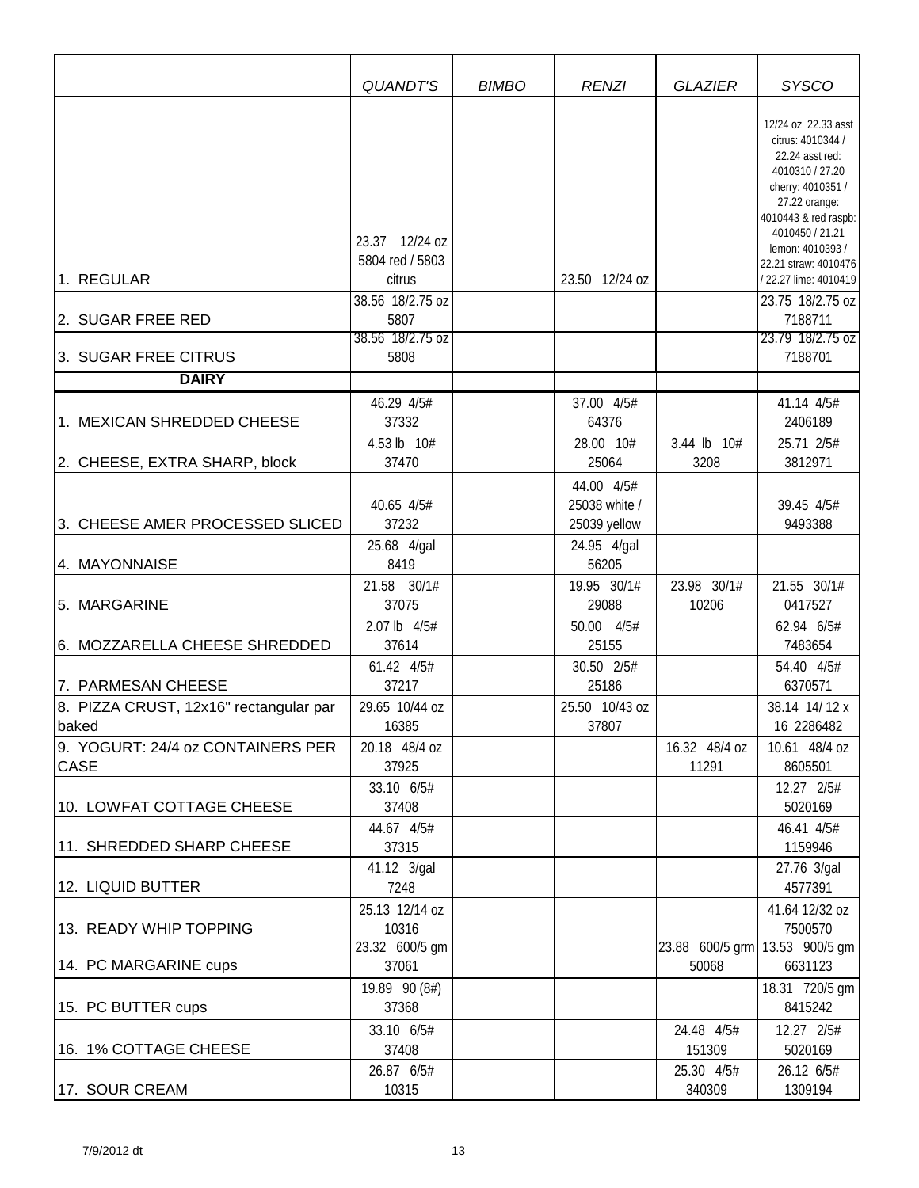| | *QUANDT'S* | *BIMBO* | *RENZI* | *GLAZIER* | *SYSCO* |
|---|---|---|---|---|---|
| 1. REGULAR | 23.37 12/24 oz 5804 red / 5803 citrus | | 23.50 12/24 oz | | 12/24 oz 22.33 asst citrus: 4010344 / 22.24 asst red: 4010310 / 27.20 cherry: 4010351 / 27.22 orange: 4010443 & red raspb: 4010450 / 21.21 lemon: 4010393 / 22.21 straw: 4010476 / 22.27 lime: 4010419 |
| 2. SUGAR FREE RED | 38.56 18/2.75 oz 5807 | | | | 23.75 18/2.75 oz 7188711 |
| 3. SUGAR FREE CITRUS | 38.56 18/2.75 oz 5808 | | | | 23.79 18/2.75 oz 7188701 |
| **DAIRY** | | | | | |
| 1. MEXICAN SHREDDED CHEESE | 46.29 4/5# 37332 | | 37.00 4/5# 64376 | | 41.14 4/5# 2406189 |
| 2. CHEESE, EXTRA SHARP, block | 4.53 lb 10# 37470 | | 28.00 10# 25064 | 3.44 lb 10# 3208 | 25.71 2/5# 3812971 |
| 3. CHEESE AMER PROCESSED SLICED | 40.65 4/5# 37232 | | 44.00 4/5# 25038 white / 25039 yellow | | 39.45 4/5# 9493388 |
| 4. MAYONNAISE | 25.68 4/gal 8419 | | 24.95 4/gal 56205 | | |
| 5. MARGARINE | 21.58 30/1# 37075 | | 19.95 30/1# 29088 | 23.98 30/1# 10206 | 21.55 30/1# 0417527 |
| 6. MOZZARELLA CHEESE SHREDDED | 2.07 lb 4/5# 37614 | | 50.00 4/5# 25155 | | 62.94 6/5# 7483654 |
| 7. PARMESAN CHEESE | 61.42 4/5# 37217 | | 30.50 2/5# 25186 | | 54.40 4/5# 6370571 |
| 8. PIZZA CRUST, 12x16" rectangular par baked | 29.65 10/44 oz 16385 | | 25.50 10/43 oz 37807 | | 38.14 14/ 12 x 16 2286482 |
| 9. YOGURT: 24/4 oz CONTAINERS PER CASE | 20.18 48/4 oz 37925 | | | 16.32 48/4 oz 11291 | 10.61 48/4 oz 8605501 |
| 10. LOWFAT COTTAGE CHEESE | 33.10 6/5# 37408 | | | | 12.27 2/5# 5020169 |
| 11. SHREDDED SHARP CHEESE | 44.67 4/5# 37315 | | | | 46.41 4/5# 1159946 |
| 12. LIQUID BUTTER | 41.12 3/gal 7248 | | | | 27.76 3/gal 4577391 |
| 13. READY WHIP TOPPING | 25.13 12/14 oz 10316 | | | | 41.64 12/32 oz 7500570 |
| 14. PC MARGARINE cups | 23.32 600/5 gm 37061 | | | 23.88 600/5 grm 50068 | 13.53 900/5 gm 6631123 |
| 15. PC BUTTER cups | 19.89 90 (8#) 37368 | | | | 18.31 720/5 gm 8415242 |
| 16. 1% COTTAGE CHEESE | 33.10 6/5# 37408 | | | 24.48 4/5# 151309 | 12.27 2/5# 5020169 |
| 17. SOUR CREAM | 26.87 6/5# 10315 | | | 25.30 4/5# 340309 | 26.12 6/5# 1309194 |

7/9/2012 dt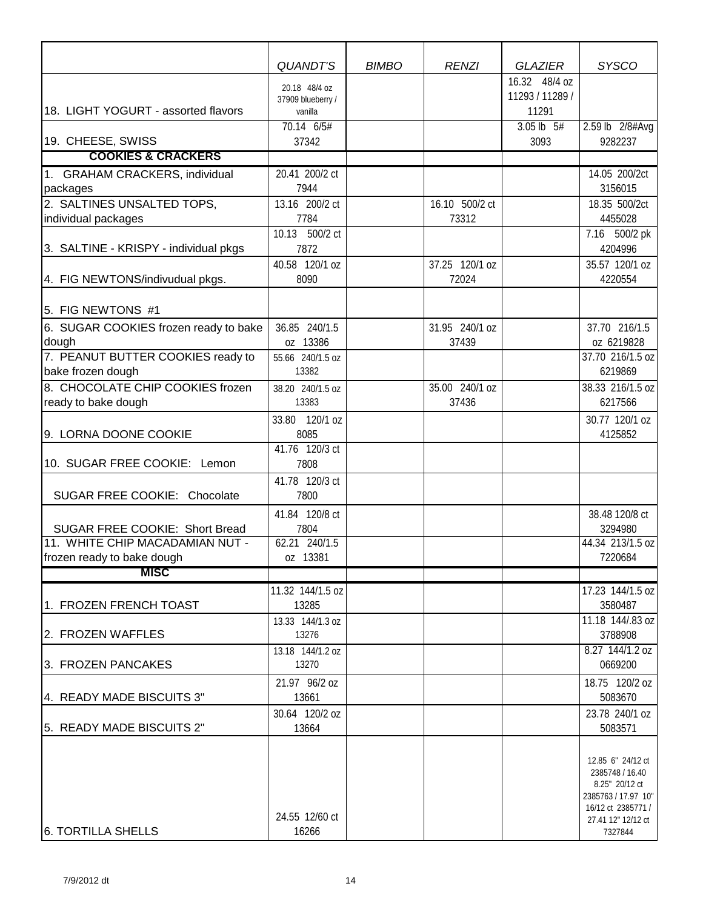| | *QUANDT'S* | *BIMBO* | *RENZI* | *GLAZIER* | *SYSCO* |
|---|---|---|---|---|---|
| 18. LIGHT YOGURT - assorted flavors | 20.18 48/4 oz 37909 blueberry / vanilla | | | 16.32 48/4 oz 11293 / 11289 / 11291 | |
| 19. CHEESE, SWISS | 70.14 6/5# 37342 | | | 3.05 lb 5# 3093 | 2.59 lb 2/8#Avg 9282237 |
| **COOKIES & CRACKERS** | | | | | |
| 1. GRAHAM CRACKERS, individual packages | 20.41 200/2 ct 7944 | | | | 14.05 200/2ct 3156015 |
| 2. SALTINES UNSALTED TOPS, individual packages | 13.16 200/2 ct 7784 | | 16.10 500/2 ct 73312 | | 18.35 500/2ct 4455028 |
| 3. SALTINE - KRISPY - individual pkgs | 10.13 500/2 ct 7872 | | | | 7.16 500/2 pk 4204996 |
| 4. FIG NEWTONS/indivudual pkgs. | 40.58 120/1 oz 8090 | | 37.25 120/1 oz 72024 | | 35.57 120/1 oz 4220554 |
| 5. FIG NEWTONS #1 | | | | | |
| 6. SUGAR COOKIES frozen ready to bake dough | 36.85 240/1.5 oz 13386 | | 31.95 240/1 oz 37439 | | 37.70 216/1.5 oz 6219828 |
| 7. PEANUT BUTTER COOKIES ready to bake frozen dough | 55.66 240/1.5 oz 13382 | | | | 37.70 216/1.5 oz 6219869 |
| 8. CHOCOLATE CHIP COOKIES frozen ready to bake dough | 38.20 240/1.5 oz 13383 | | 35.00 240/1 oz 37436 | | 38.33 216/1.5 oz 6217566 |
| 9. LORNA DOONE COOKIE | 33.80 120/1 oz 8085 | | | | 30.77 120/1 oz 4125852 |
| 10. SUGAR FREE COOKIE: Lemon | 41.76 120/3 ct 7808 | | | | |
| SUGAR FREE COOKIE: Chocolate | 41.78 120/3 ct 7800 | | | | |
| SUGAR FREE COOKIE: Short Bread | 41.84 120/8 ct 7804 | | | | 38.48 120/8 ct 3294980 |
| 11. WHITE CHIP MACADAMIAN NUT - frozen ready to bake dough | 62.21 240/1.5 oz 13381 | | | | 44.34 213/1.5 oz 7220684 |
| **MISC** | | | | | |
| 1. FROZEN FRENCH TOAST | 11.32 144/1.5 oz 13285 | | | | 17.23 144/1.5 oz 3580487 |
| 2. FROZEN WAFFLES | 13.33 144/1.3 oz 13276 | | | | 11.18 144/.83 oz 3788908 |
| 3. FROZEN PANCAKES | 13.18 144/1.2 oz 13270 | | | | 8.27 144/1.2 oz 0669200 |
| 4. READY MADE BISCUITS 3" | 21.97 96/2 oz 13661 | | | | 18.75 120/2 oz 5083670 |
| 5. READY MADE BISCUITS 2" | 30.64 120/2 oz 13664 | | | | 23.78 240/1 oz 5083571 |
| 6. TORTILLA SHELLS | 24.55 12/60 ct 16266 | | | | 12.85 6" 24/12 ct 2385748 / 16.40 8.25" 20/12 ct 2385763 / 17.97 10" 16/12 ct 2385771 / 27.41 12" 12/12 ct 7327844 |

7/9/2012 dt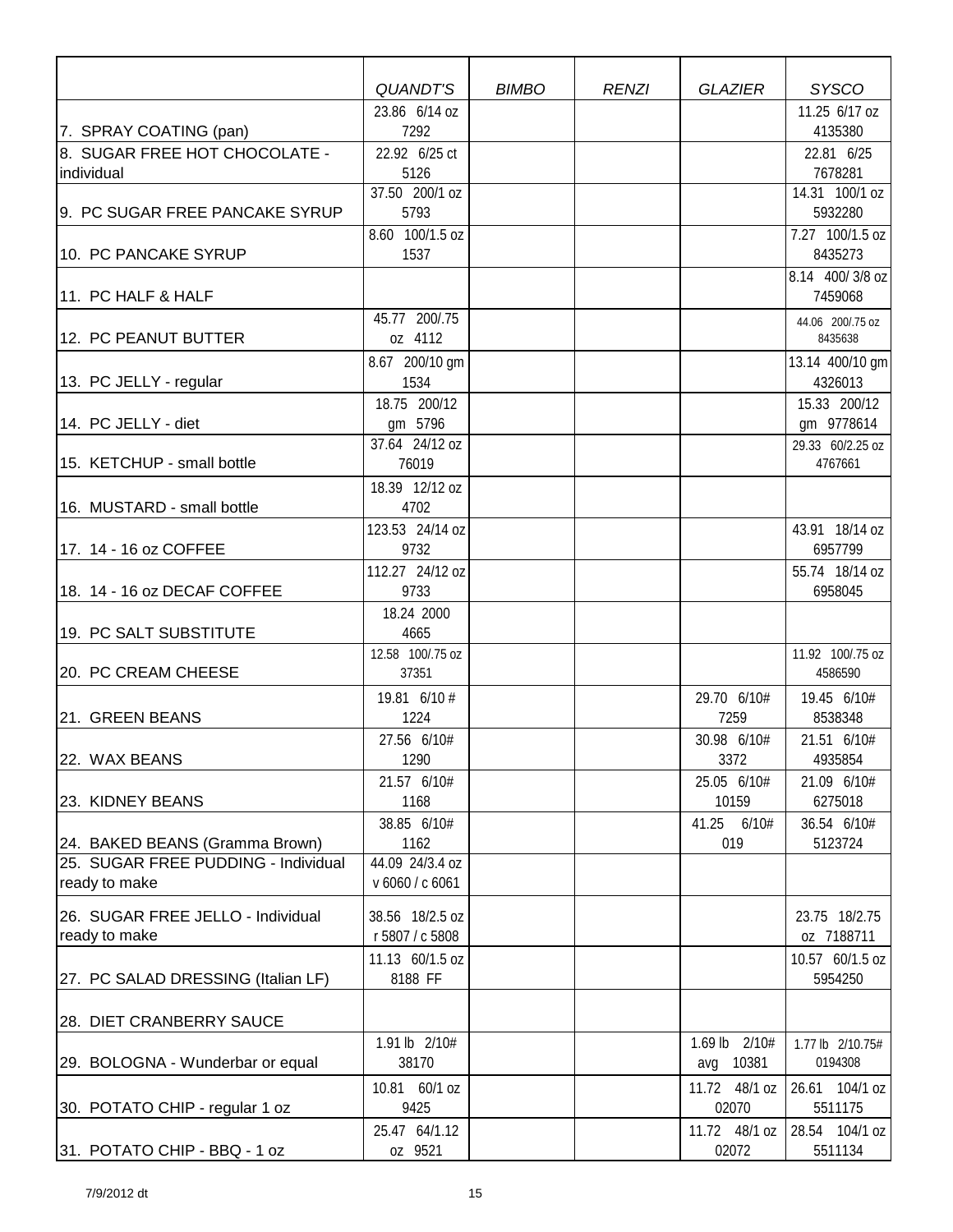| | *QUANDT'S* | *BIMBO* | *RENZI* | *GLAZIER* | *SYSCO* |
|---|---|---|---|---|---|
| 7. SPRAY COATING (pan) | 23.86 6/14 oz 7292 | | | | 11.25 6/17 oz 4135380 |
| 8. SUGAR FREE HOT CHOCOLATE - individual | 22.92 6/25 ct 5126 | | | | 22.81 6/25 7678281 |
| 9. PC SUGAR FREE PANCAKE SYRUP | 37.50 200/1 oz 5793 | | | | 14.31 100/1 oz 5932280 |
| 10. PC PANCAKE SYRUP | 8.60 100/1.5 oz 1537 | | | | 7.27 100/1.5 oz 8435273 |
| 11. PC HALF & HALF | | | | | 8.14 400/ 3/8 oz 7459068 |
| 12. PC PEANUT BUTTER | 45.77 200/.75 oz 4112 | | | | 44.06 200/.75 oz 8435638 |
| 13. PC JELLY - regular | 8.67 200/10 gm 1534 | | | | 13.14 400/10 gm 4326013 |
| 14. PC JELLY - diet | 18.75 200/12 gm 5796 | | | | 15.33 200/12 gm 9778614 |
| 15. KETCHUP - small bottle | 37.64 24/12 oz 76019 | | | | 29.33 60/2.25 oz 4767661 |
| 16. MUSTARD - small bottle | 18.39 12/12 oz 4702 | | | | |
| 17. 14 - 16 oz COFFEE | 123.53 24/14 oz 9732 | | | | 43.91 18/14 oz 6957799 |
| 18. 14 - 16 oz DECAF COFFEE | 112.27 24/12 oz 9733 | | | | 55.74 18/14 oz 6958045 |
| 19. PC SALT SUBSTITUTE | 18.24 2000 4665 | | | | |
| 20. PC CREAM CHEESE | 12.58 100/.75 oz 37351 | | | | 11.92 100/.75 oz 4586590 |
| 21. GREEN BEANS | 19.81 6/10 # 1224 | | | 29.70 6/10# 7259 | 19.45 6/10# 8538348 |
| 22. WAX BEANS | 27.56 6/10# 1290 | | | 30.98 6/10# 3372 | 21.51 6/10# 4935854 |
| 23. KIDNEY BEANS | 21.57 6/10# 1168 | | | 25.05 6/10# 10159 | 21.09 6/10# 6275018 |
| 24. BAKED BEANS (Gramma Brown) | 38.85 6/10# 1162 | | | 41.25 6/10# 019 | 36.54 6/10# 5123724 |
| 25. SUGAR FREE PUDDING - Individual ready to make | 44.09 24/3.4 oz v 6060 / c 6061 | | | | |
| 26. SUGAR FREE JELLO - Individual ready to make | 38.56 18/2.5 oz r 5807 / c 5808 | | | | 23.75 18/2.75 oz 7188711 |
| 27. PC SALAD DRESSING (Italian LF) | 11.13 60/1.5 oz 8188 FF | | | | 10.57 60/1.5 oz 5954250 |
| 28. DIET CRANBERRY SAUCE | | | | | |
| 29. BOLOGNA - Wunderbar or equal | 1.91 lb 2/10# 38170 | | | 1.69 lb 2/10# avg 10381 | 1.77 lb 2/10.75# 0194308 |
| 30. POTATO CHIP - regular 1 oz | 10.81 60/1 oz 9425 | | | 11.72 48/1 oz 02070 | 26.61 104/1 oz 5511175 |
| 31. POTATO CHIP - BBQ - 1 oz | 25.47 64/1.12 oz 9521 | | | 11.72 48/1 oz 02072 | 28.54 104/1 oz 5511134 |

7/9/2012 dt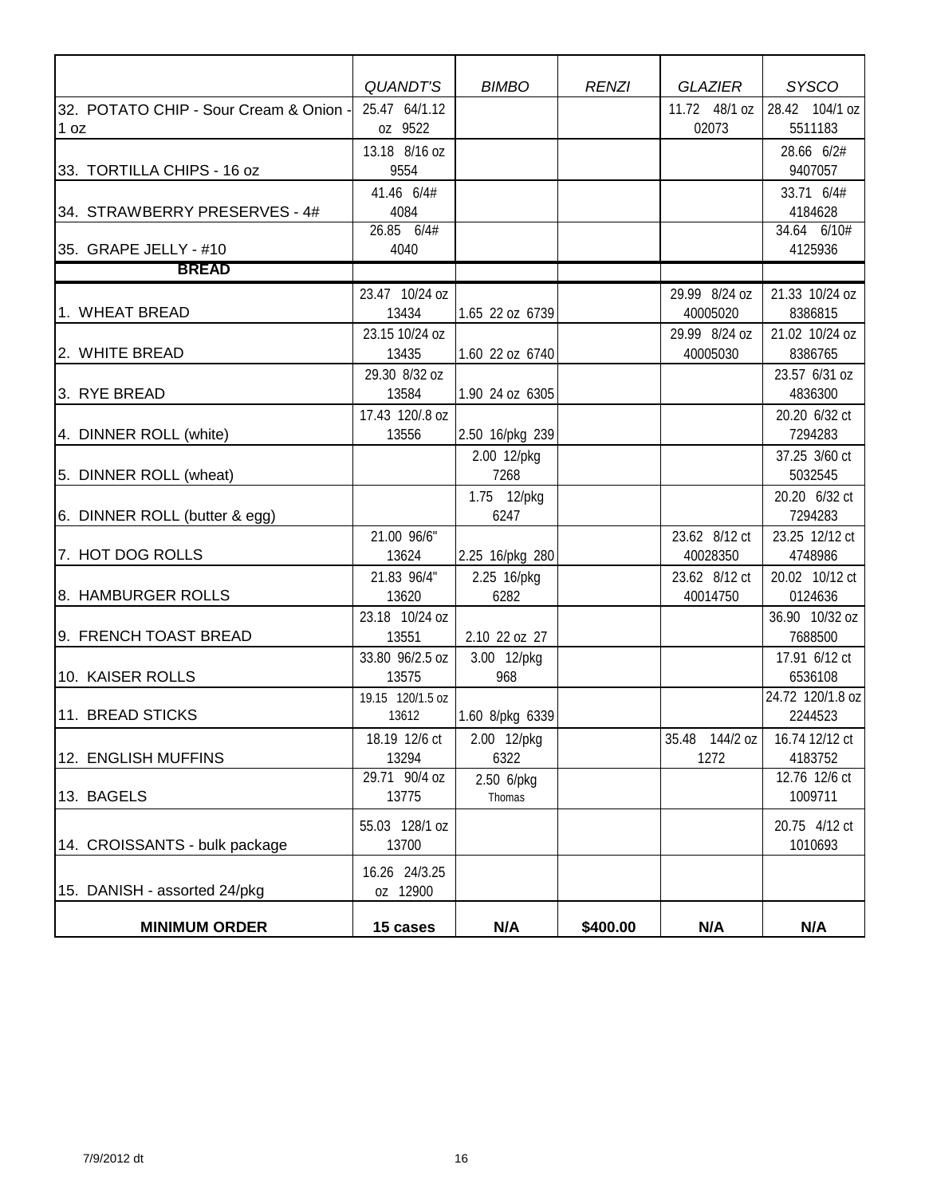| | QUANDT'S | BIMBO | RENZI | GLAZIER | SYSCO |
|---|---|---|---|---|---|
| 32. POTATO CHIP - Sour Cream & Onion - 1 oz | 25.47 64/1.12 oz 9522 | | | 11.72 48/1 oz 02073 | 28.42 104/1 oz 5511183 |
| 33. TORTILLA CHIPS - 16 oz | 13.18 8/16 oz 9554 | | | | 28.66 6/2# 9407057 |
| 34. STRAWBERRY PRESERVES - 4# | 41.46 6/4# 4084 | | | | 33.71 6/4# 4184628 |
| 35. GRAPE JELLY - #10 | 26.85 6/4# 4040 | | | | 34.64 6/10# 4125936 |
| **BREAD** | | | | | |
| 1. WHEAT BREAD | 23.47 10/24 oz 13434 | 1.65 22 oz 6739 | | 29.99 8/24 oz 40005020 | 21.33 10/24 oz 8386815 |
| 2. WHITE BREAD | 23.15 10/24 oz 13435 | 1.60 22 oz 6740 | | 29.99 8/24 oz 40005030 | 21.02 10/24 oz 8386765 |
| 3. RYE BREAD | 29.30 8/32 oz 13584 | 1.90 24 oz 6305 | | | 23.57 6/31 oz 4836300 |
| 4. DINNER ROLL (white) | 17.43 120/.8 oz 13556 | 2.50 16/pkg 239 | | | 20.20 6/32 ct 7294283 |
| 5. DINNER ROLL (wheat) | | 2.00 12/pkg 7268 | | | 37.25 3/60 ct 5032545 |
| 6. DINNER ROLL (butter & egg) | | 1.75 12/pkg 6247 | | | 20.20 6/32 ct 7294283 |
| 7. HOT DOG ROLLS | 21.00 96/6" 13624 | 2.25 16/pkg 280 | | 23.62 8/12 ct 40028350 | 23.25 12/12 ct 4748986 |
| 8. HAMBURGER ROLLS | 21.83 96/4" 13620 | 2.25 16/pkg 6282 | | 23.62 8/12 ct 40014750 | 20.02 10/12 ct 0124636 |
| 9. FRENCH TOAST BREAD | 23.18 10/24 oz 13551 | 2.10 22 oz 27 | | | 36.90 10/32 oz 7688500 |
| 10. KAISER ROLLS | 33.80 96/2.5 oz 13575 | 3.00 12/pkg 968 | | | 17.91 6/12 ct 6536108 |
| 11. BREAD STICKS | 19.15 120/1.5 oz 13612 | 1.60 8/pkg 6339 | | | 24.72 120/1.8 oz 2244523 |
| 12. ENGLISH MUFFINS | 18.19 12/6 ct 13294 | 2.00 12/pkg 6322 | | 35.48 144/2 oz 1272 | 16.74 12/12 ct 4183752 |
| 13. BAGELS | 29.71 90/4 oz 13775 | 2.50 6/pkg Thomas | | | 12.76 12/6 ct 1009711 |
| 14. CROISSANTS - bulk package | 55.03 128/1 oz 13700 | | | | 20.75 4/12 ct 1010693 |
| 15. DANISH - assorted 24/pkg | 16.26 24/3.25 oz 12900 | | | | |
| **MINIMUM ORDER** | **15 cases** | **N/A** | **$400.00** | **N/A** | **N/A** |

7/9/2012 dt